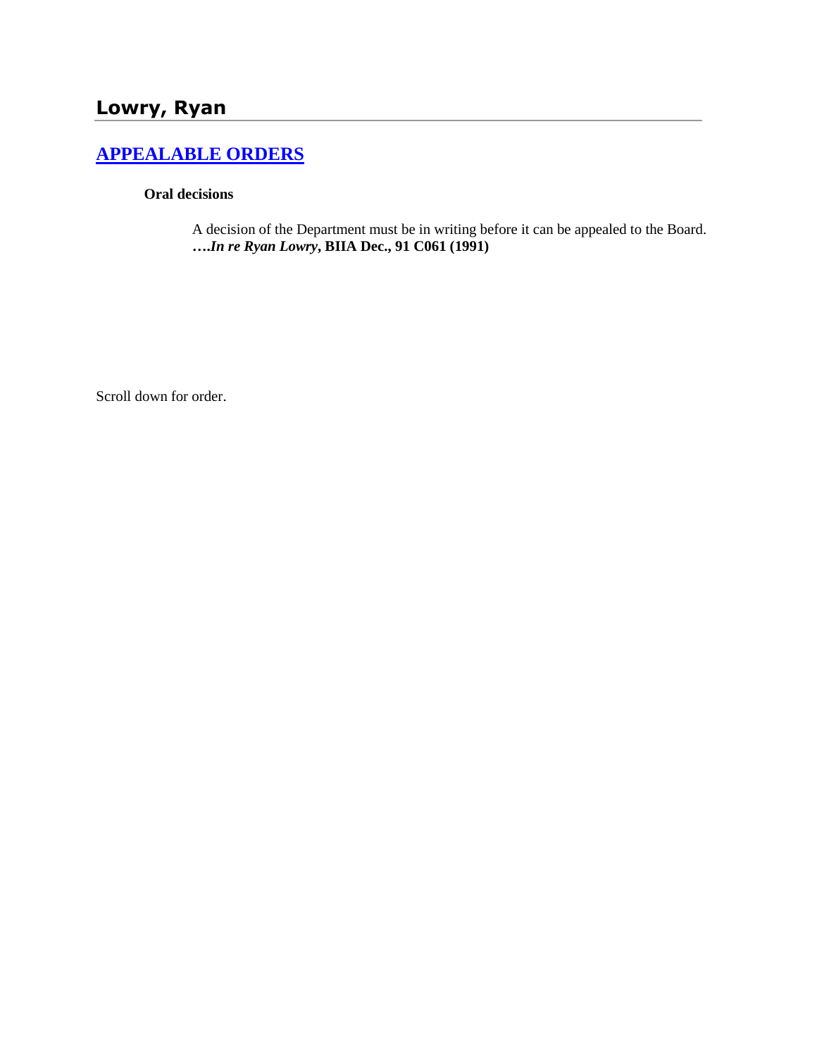# Lowry, Ryan

## APPEALABLE ORDERS

**Oral decisions**

A decision of the Department must be in writing before it can be appealed to the Board. **….*In re Ryan Lowry*, BIIA Dec., 91 C061 (1991)**

Scroll down for order.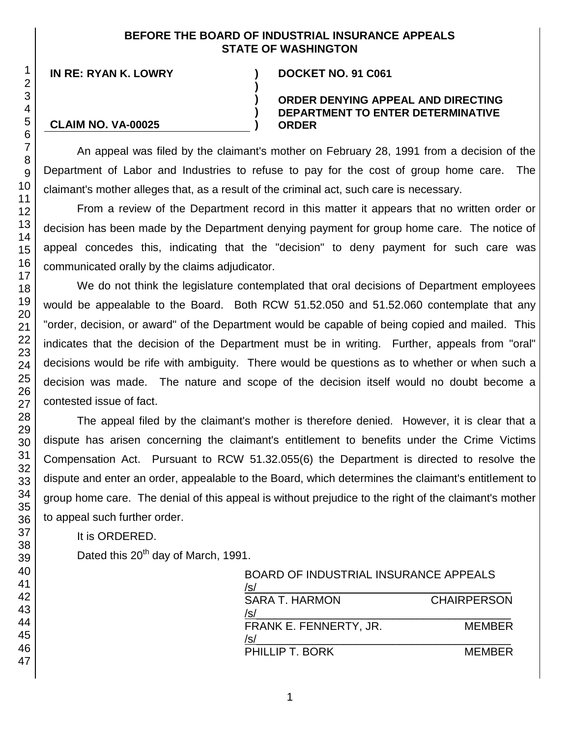**BEFORE THE BOARD OF INDUSTRIAL INSURANCE APPEALS**
**STATE OF WASHINGTON**

| | | |
|---|---|---|
| **IN RE: RYAN K. LOWRY** | **)** | **DOCKET NO. 91 C061** |
| | **)** | |
| | **)** | **ORDER DENYING APPEAL AND DIRECTING** |
| | **)** | **DEPARTMENT TO ENTER DETERMINATIVE** |
| **CLAIM NO. VA-00025** | **)** | **ORDER** |

An appeal was filed by the claimant's mother on February 28, 1991 from a decision of the Department of Labor and Industries to refuse to pay for the cost of group home care. The claimant's mother alleges that, as a result of the criminal act, such care is necessary.

From a review of the Department record in this matter it appears that no written order or decision has been made by the Department denying payment for group home care. The notice of appeal concedes this, indicating that the "decision" to deny payment for such care was communicated orally by the claims adjudicator.

We do not think the legislature contemplated that oral decisions of Department employees would be appealable to the Board. Both RCW 51.52.050 and 51.52.060 contemplate that any "order, decision, or award" of the Department would be capable of being copied and mailed. This indicates that the decision of the Department must be in writing. Further, appeals from "oral" decisions would be rife with ambiguity. There would be questions as to whether or when such a decision was made. The nature and scope of the decision itself would no doubt become a contested issue of fact.

The appeal filed by the claimant's mother is therefore denied. However, it is clear that a dispute has arisen concerning the claimant's entitlement to benefits under the Crime Victims Compensation Act. Pursuant to RCW 51.32.055(6) the Department is directed to resolve the dispute and enter an order, appealable to the Board, which determines the claimant's entitlement to group home care. The denial of this appeal is without prejudice to the right of the claimant's mother to appeal such further order.

It is ORDERED.

Dated this 20th day of March, 1991.

BOARD OF INDUSTRIAL INSURANCE APPEALS

/s/
SARA T. HARMON CHAIRPERSON

/s/
FRANK E. FENNERTY, JR. MEMBER

/s/
PHILLIP T. BORK MEMBER